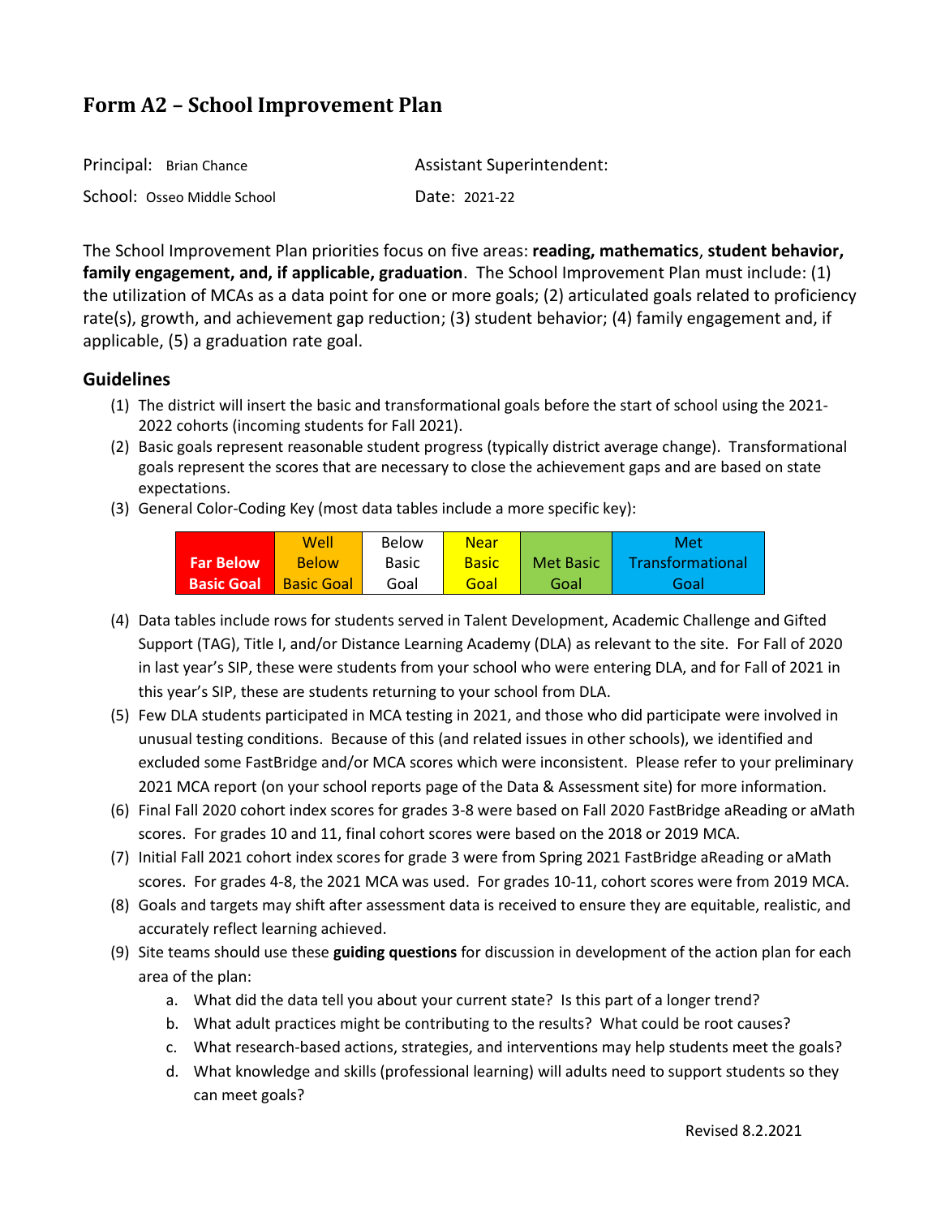# Form A2 – School Improvement Plan

| | |
|---|---|
| Principal: Brian Chance | Assistant Superintendent: |
| School: Osseo Middle School | Date: 2021-22 |

The School Improvement Plan priorities focus on five areas: **reading, mathematics**, **student behavior, family engagement, and, if applicable, graduation**. The School Improvement Plan must include: (1) the utilization of MCAs as a data point for one or more goals; (2) articulated goals related to proficiency rate(s), growth, and achievement gap reduction; (3) student behavior; (4) family engagement and, if applicable, (5) a graduation rate goal.

## Guidelines

(1) The district will insert the basic and transformational goals before the start of school using the 2021-2022 cohorts (incoming students for Fall 2021).

(2) Basic goals represent reasonable student progress (typically district average change). Transformational goals represent the scores that are necessary to close the achievement gaps and are based on state expectations.

(3) General Color-Coding Key (most data tables include a more specific key):

| Far Below Basic Goal | Well Below Basic Goal | Below Basic Goal | Near Basic Goal | Met Basic Goal | Met Transformational Goal |
|---|---|---|---|---|---|

(4) Data tables include rows for students served in Talent Development, Academic Challenge and Gifted Support (TAG), Title I, and/or Distance Learning Academy (DLA) as relevant to the site. For Fall of 2020 in last year's SIP, these were students from your school who were entering DLA, and for Fall of 2021 in this year's SIP, these are students returning to your school from DLA.

(5) Few DLA students participated in MCA testing in 2021, and those who did participate were involved in unusual testing conditions. Because of this (and related issues in other schools), we identified and excluded some FastBridge and/or MCA scores which were inconsistent. Please refer to your preliminary 2021 MCA report (on your school reports page of the Data & Assessment site) for more information.

(6) Final Fall 2020 cohort index scores for grades 3-8 were based on Fall 2020 FastBridge aReading or aMath scores. For grades 10 and 11, final cohort scores were based on the 2018 or 2019 MCA.

(7) Initial Fall 2021 cohort index scores for grade 3 were from Spring 2021 FastBridge aReading or aMath scores. For grades 4-8, the 2021 MCA was used. For grades 10-11, cohort scores were from 2019 MCA.

(8) Goals and targets may shift after assessment data is received to ensure they are equitable, realistic, and accurately reflect learning achieved.

(9) Site teams should use these **guiding questions** for discussion in development of the action plan for each area of the plan:

   a. What did the data tell you about your current state? Is this part of a longer trend?
   
   b. What adult practices might be contributing to the results? What could be root causes?
   
   c. What research-based actions, strategies, and interventions may help students meet the goals?
   
   d. What knowledge and skills (professional learning) will adults need to support students so they can meet goals?

Revised 8.2.2021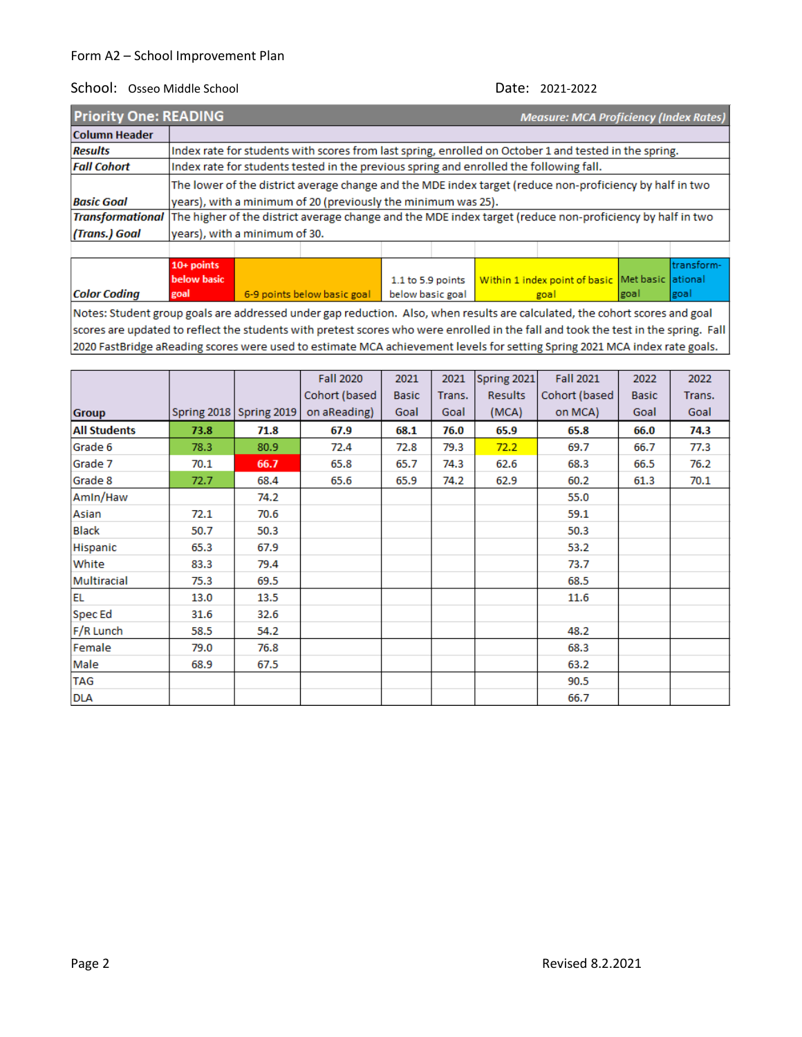Form A2 – School Improvement Plan

School: Osseo Middle School | Date: 2021-2022

| **Priority One: READING** | ***Measure: MCA Proficiency (Index Rates)*** |
|---|---|
| **Column Header** | |
| ***Results*** | Index rate for students with scores from last spring, enrolled on October 1 and tested in the spring. |
| ***Fall Cohort*** | Index rate for students tested in the previous spring and enrolled the following fall. |
| ***Basic Goal*** | The lower of the district average change and the MDE index target (reduce non-proficiency by half in two years), with a minimum of 20 (previously the minimum was 25). |
| ***Transformational (Trans.) Goal*** | The higher of the district average change and the MDE index target (reduce non-proficiency by half in two years), with a minimum of 30. |

| ***Color Coding*** | 10+ points below basic goal | 6-9 points below basic goal | 1.1 to 5.9 points below basic goal | Within 1 index point of basic goal | Met basic goal | transformational goal |
|---|---|---|---|---|---|---|

Notes: Student group goals are addressed under gap reduction. Also, when results are calculated, the cohort scores and goal scores are updated to reflect the students with pretest scores who were enrolled in the fall and took the test in the spring. Fall 2020 FastBridge aReading scores were used to estimate MCA achievement levels for setting Spring 2021 MCA index rate goals.

| Group | Spring 2018 | Spring 2019 | Fall 2020 Cohort (based on aReading) | 2021 Basic Goal | 2021 Trans. Goal | Spring 2021 Results (MCA) | Fall 2021 Cohort (based on MCA) | 2022 Basic Goal | 2022 Trans. Goal |
|---|---|---|---|---|---|---|---|---|---|
| **All Students** | **73.8** | **71.8** | **67.9** | **68.1** | **76.0** | **65.9** | **65.8** | **66.0** | **74.3** |
| Grade 6 | 78.3 | 80.9 | 72.4 | 72.8 | 79.3 | 72.2 | 69.7 | 66.7 | 77.3 |
| Grade 7 | 70.1 | 66.7 | 65.8 | 65.7 | 74.3 | 62.6 | 68.3 | 66.5 | 76.2 |
| Grade 8 | 72.7 | 68.4 | 65.6 | 65.9 | 74.2 | 62.9 | 60.2 | 61.3 | 70.1 |
| AmIn/Haw | | 74.2 | | | | | 55.0 | | |
| Asian | 72.1 | 70.6 | | | | | 59.1 | | |
| Black | 50.7 | 50.3 | | | | | 50.3 | | |
| Hispanic | 65.3 | 67.9 | | | | | 53.2 | | |
| White | 83.3 | 79.4 | | | | | 73.7 | | |
| Multiracial | 75.3 | 69.5 | | | | | 68.5 | | |
| EL | 13.0 | 13.5 | | | | | 11.6 | | |
| Spec Ed | 31.6 | 32.6 | | | | | | | |
| F/R Lunch | 58.5 | 54.2 | | | | | 48.2 | | |
| Female | 79.0 | 76.8 | | | | | 68.3 | | |
| Male | 68.9 | 67.5 | | | | | 63.2 | | |
| TAG | | | | | | | 90.5 | | |
| DLA | | | | | | | 66.7 | | |

Revised 8.2.2021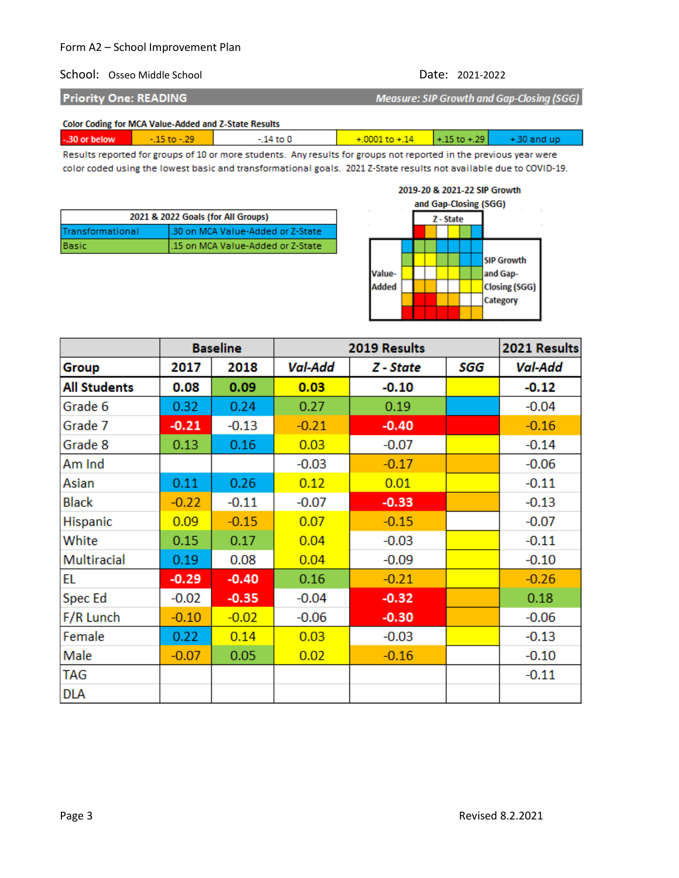Form A2 – School Improvement Plan

School: Osseo Middle School | Date: 2021-2022

## Priority One: READING

*Measure: SIP Growth and Gap-Closing (SGG)*

**Color Coding for MCA Value-Added and Z-State Results**

| -.30 or below | -.15 to -.29 | -.14 to 0 | +.0001 to +.14 | +.15 to +.29 | +.30 and up |
|---|---|---|---|---|---|

Results reported for groups of 10 or more students. Any results for groups not reported in the previous year were color coded using the lowest basic and transformational goals. 2021 Z-State results not available due to COVID-19.

| 2021 & 2022 Goals (for All Groups) | |
|---|---|
| Transformational | .30 on MCA Value-Added or Z-State |
| Basic | .15 on MCA Value-Added or Z-State |

2019-20 & 2021-22 SIP Growth and Gap-Closing (SGG)

Z - State / Value-Added / SIP Growth and Gap-Closing (SGG) Category

| | Baseline | | 2019 Results | | | 2021 Results |
|---|---|---|---|---|---|---|
| **Group** | **2017** | **2018** | ***Val-Add*** | ***Z - State*** | ***SGG*** | ***Val-Add*** |
| **All Students** | 0.08 | 0.09 | 0.03 | -0.10 | | -0.12 |
| Grade 6 | 0.32 | 0.24 | 0.27 | 0.19 | | -0.04 |
| Grade 7 | -0.21 | -0.13 | -0.21 | -0.40 | | -0.16 |
| Grade 8 | 0.13 | 0.16 | 0.03 | -0.07 | | -0.14 |
| Am Ind | | | -0.03 | -0.17 | | -0.06 |
| Asian | 0.11 | 0.26 | 0.12 | 0.01 | | -0.11 |
| Black | -0.22 | -0.11 | -0.07 | -0.33 | | -0.13 |
| Hispanic | 0.09 | -0.15 | 0.07 | -0.15 | | -0.07 |
| White | 0.15 | 0.17 | 0.04 | -0.03 | | -0.11 |
| Multiracial | 0.19 | 0.08 | 0.04 | -0.09 | | -0.10 |
| EL | -0.29 | -0.40 | 0.16 | -0.21 | | -0.26 |
| Spec Ed | -0.02 | -0.35 | -0.04 | -0.32 | | 0.18 |
| F/R Lunch | -0.10 | -0.02 | -0.06 | -0.30 | | -0.06 |
| Female | 0.22 | 0.14 | 0.03 | -0.03 | | -0.13 |
| Male | -0.07 | 0.05 | 0.02 | -0.16 | | -0.10 |
| TAG | | | | | | -0.11 |
| DLA | | | | | | |

Revised 8.2.2021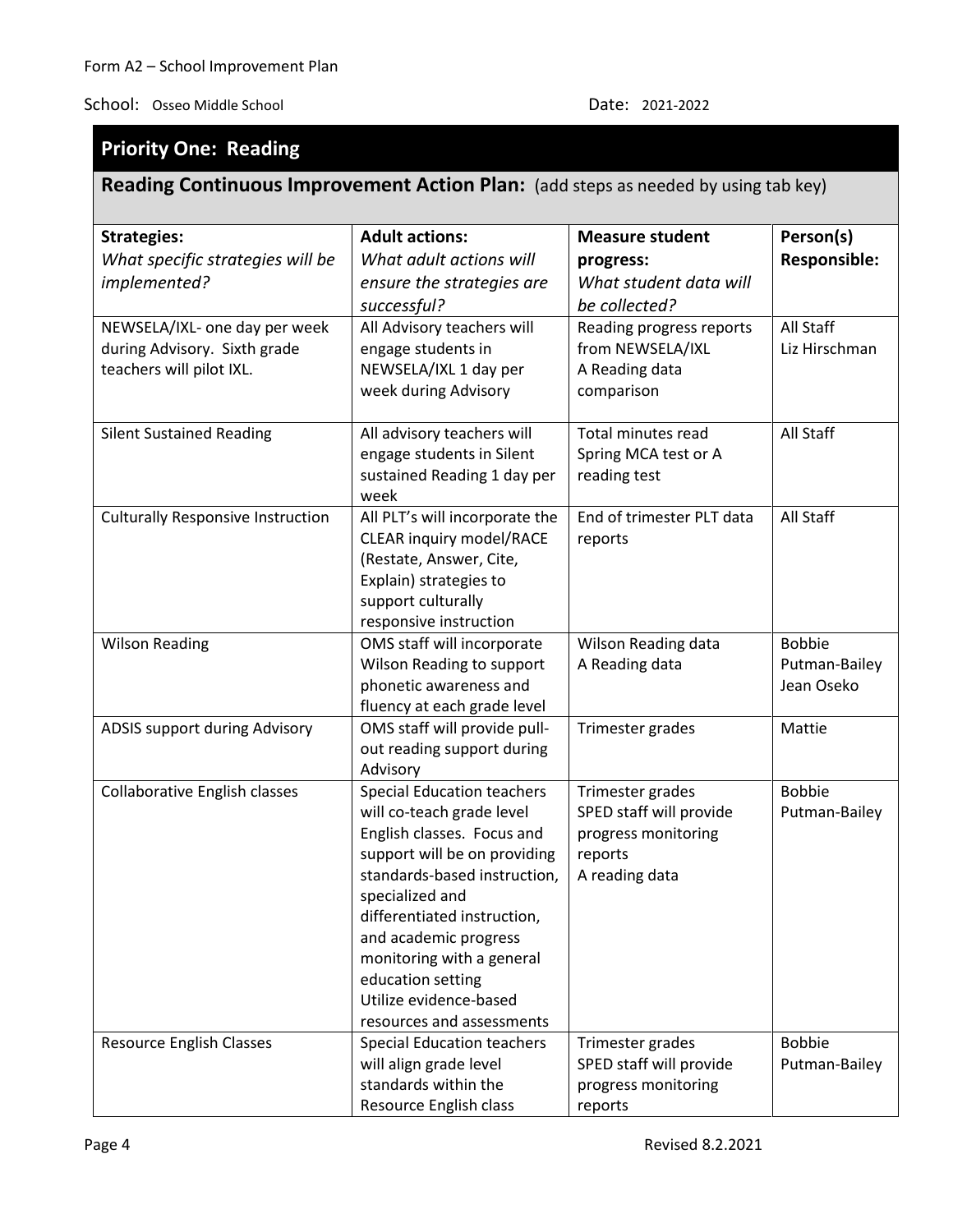Form A2 – School Improvement Plan

School: Osseo Middle School Date: 2021-2022

## Priority One: Reading

### Reading Continuous Improvement Action Plan: (add steps as needed by using tab key)

| **Strategies:** *What specific strategies will be implemented?* | **Adult actions:** *What adult actions will ensure the strategies are successful?* | **Measure student progress:** *What student data will be collected?* | **Person(s) Responsible:** |
|---|---|---|---|
| NEWSELA/IXL- one day per week during Advisory. Sixth grade teachers will pilot IXL. | All Advisory teachers will engage students in NEWSELA/IXL 1 day per week during Advisory | Reading progress reports from NEWSELA/IXL<br>A Reading data comparison | All Staff<br>Liz Hirschman |
| Silent Sustained Reading | All advisory teachers will engage students in Silent sustained Reading 1 day per week | Total minutes read<br>Spring MCA test or A reading test | All Staff |
| Culturally Responsive Instruction | All PLT's will incorporate the CLEAR inquiry model/RACE (Restate, Answer, Cite, Explain) strategies to support culturally responsive instruction | End of trimester PLT data reports | All Staff |
| Wilson Reading | OMS staff will incorporate Wilson Reading to support phonetic awareness and fluency at each grade level | Wilson Reading data<br>A Reading data | Bobbie Putman-Bailey<br>Jean Oseko |
| ADSIS support during Advisory | OMS staff will provide pull-out reading support during Advisory | Trimester grades | Mattie |
| Collaborative English classes | Special Education teachers will co-teach grade level English classes. Focus and support will be on providing standards-based instruction, specialized and differentiated instruction, and academic progress monitoring with a general education setting<br>Utilize evidence-based resources and assessments | Trimester grades<br>SPED staff will provide progress monitoring reports<br>A reading data | Bobbie Putman-Bailey |
| Resource English Classes | Special Education teachers will align grade level standards within the Resource English class | Trimester grades<br>SPED staff will provide progress monitoring reports | Bobbie Putman-Bailey |

Revised 8.2.2021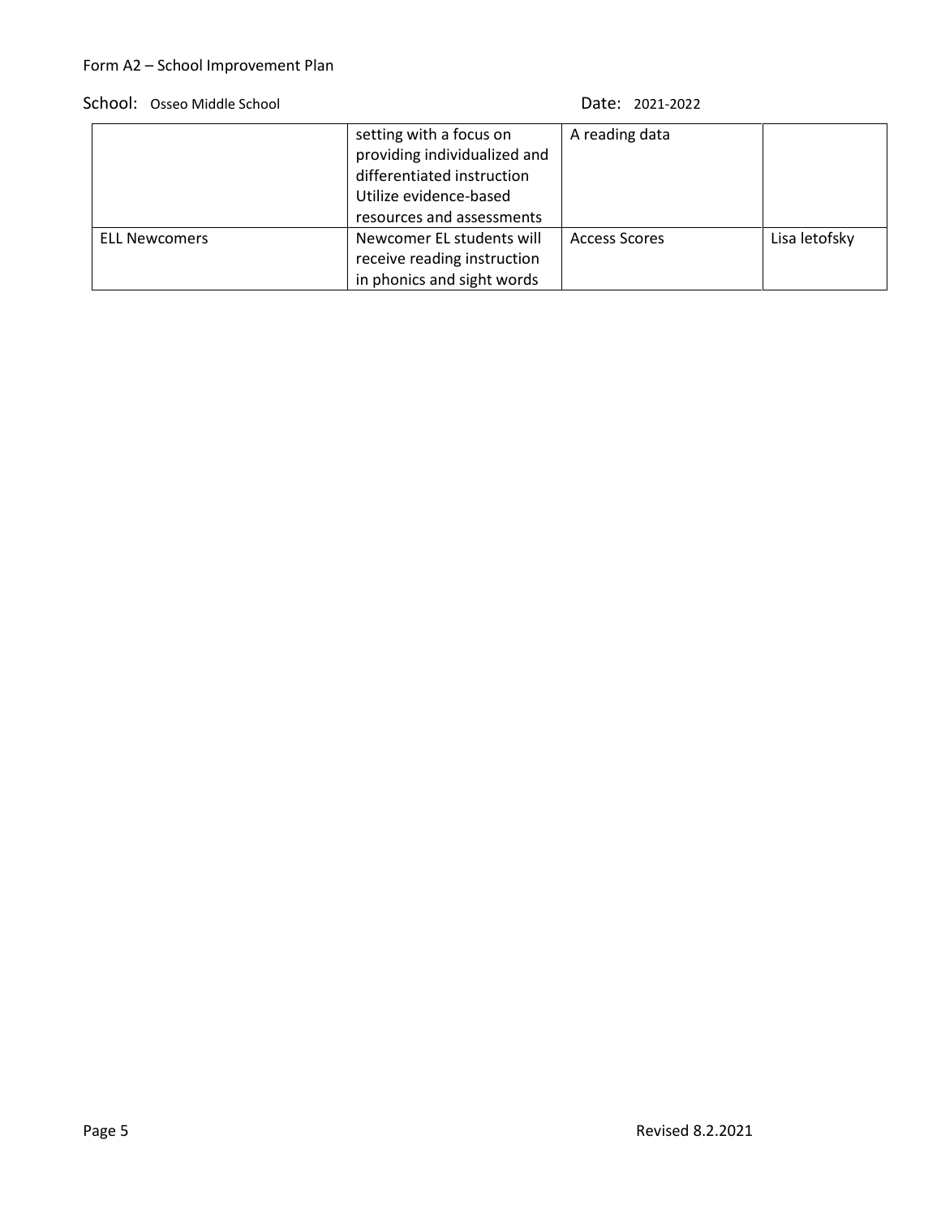Form A2 – School Improvement Plan

School: Osseo Middle School Date: 2021-2022

| | | | |
|---|---|---|---|
| | setting with a focus on providing individualized and differentiated instruction Utilize evidence-based resources and assessments | A reading data | |
| ELL Newcomers | Newcomer EL students will receive reading instruction in phonics and sight words | Access Scores | Lisa letofsky |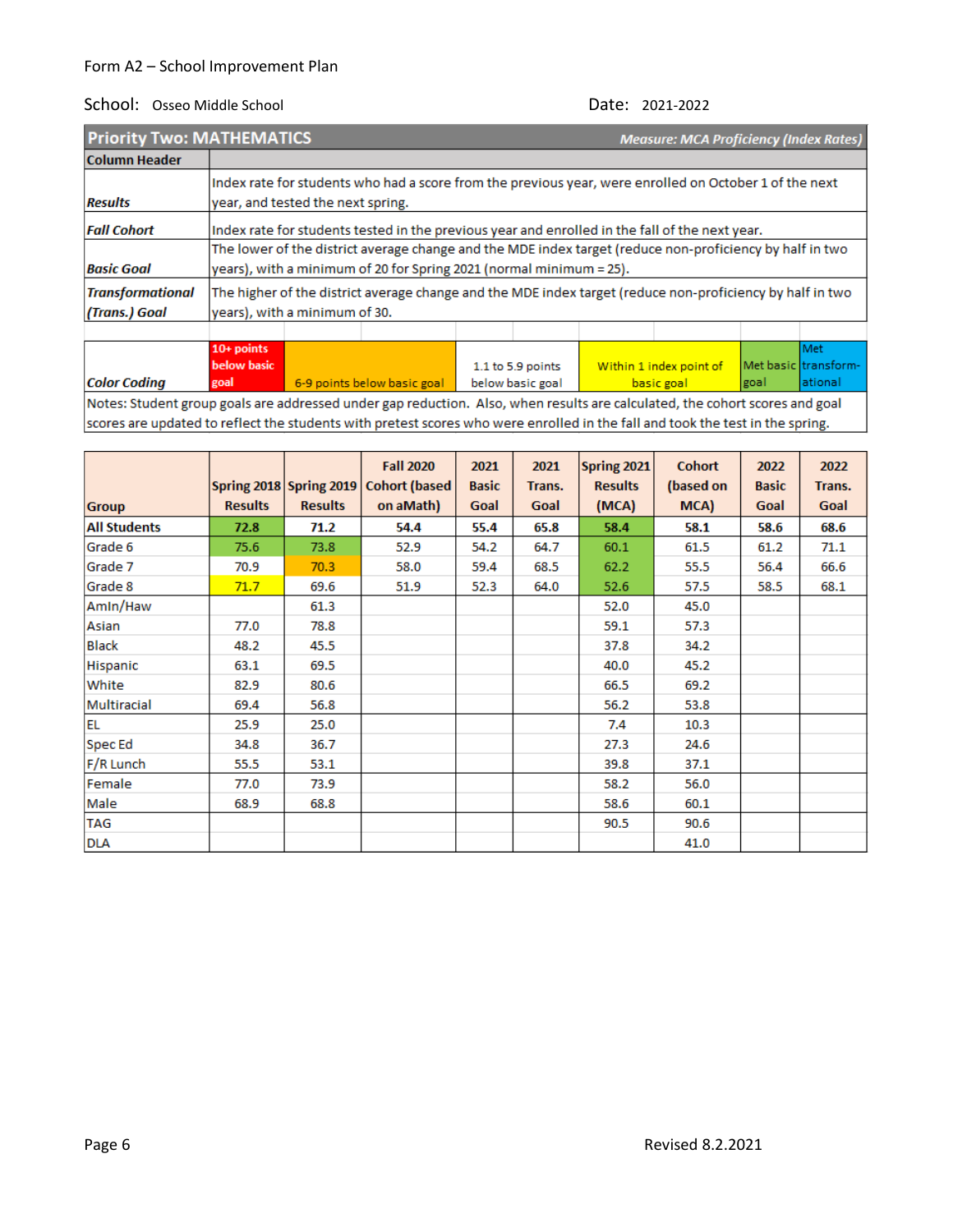Form A2 – School Improvement Plan

School: Osseo Middle School | Date: 2021-2022

## Priority Two: MATHEMATICS

*Measure: MCA Proficiency (Index Rates)*

| Column Header | |
|---|---|
| ***Results*** | Index rate for students who had a score from the previous year, were enrolled on October 1 of the next year, and tested the next spring. |
| ***Fall Cohort*** | Index rate for students tested in the previous year and enrolled in the fall of the next year. |
| ***Basic Goal*** | The lower of the district average change and the MDE index target (reduce non-proficiency by half in two years), with a minimum of 20 for Spring 2021 (normal minimum = 25). |
| ***Transformational (Trans.) Goal*** | The higher of the district average change and the MDE index target (reduce non-proficiency by half in two years), with a minimum of 30. |

| ***Color Coding*** | 10+ points below basic goal | 6-9 points below basic goal | 1.1 to 5.9 points below basic goal | Within 1 index point of basic goal | Met basic goal | Met transform-ational |
|---|---|---|---|---|---|---|

Notes: Student group goals are addressed under gap reduction. Also, when results are calculated, the cohort scores and goal scores are updated to reflect the students with pretest scores who were enrolled in the fall and took the test in the spring.

| Group | Spring 2018 Results | Spring 2019 Results | Fall 2020 Cohort (based on aMath) | 2021 Basic Goal | 2021 Trans. Goal | Spring 2021 Results (MCA) | Cohort (based on MCA) | 2022 Basic Goal | 2022 Trans. Goal |
|---|---|---|---|---|---|---|---|---|---|
| **All Students** | **72.8** | **71.2** | **54.4** | **55.4** | **65.8** | **58.4** | **58.1** | **58.6** | **68.6** |
| Grade 6 | 75.6 | 73.8 | 52.9 | 54.2 | 64.7 | 60.1 | 61.5 | 61.2 | 71.1 |
| Grade 7 | 70.9 | 70.3 | 58.0 | 59.4 | 68.5 | 62.2 | 55.5 | 56.4 | 66.6 |
| Grade 8 | 71.7 | 69.6 | 51.9 | 52.3 | 64.0 | 52.6 | 57.5 | 58.5 | 68.1 |
| AmIn/Haw | | 61.3 | | | | 52.0 | 45.0 | | |
| Asian | 77.0 | 78.8 | | | | 59.1 | 57.3 | | |
| Black | 48.2 | 45.5 | | | | 37.8 | 34.2 | | |
| Hispanic | 63.1 | 69.5 | | | | 40.0 | 45.2 | | |
| White | 82.9 | 80.6 | | | | 66.5 | 69.2 | | |
| Multiracial | 69.4 | 56.8 | | | | 56.2 | 53.8 | | |
| EL | 25.9 | 25.0 | | | | 7.4 | 10.3 | | |
| Spec Ed | 34.8 | 36.7 | | | | 27.3 | 24.6 | | |
| F/R Lunch | 55.5 | 53.1 | | | | 39.8 | 37.1 | | |
| Female | 77.0 | 73.9 | | | | 58.2 | 56.0 | | |
| Male | 68.9 | 68.8 | | | | 58.6 | 60.1 | | |
| TAG | | | | | | 90.5 | 90.6 | | |
| DLA | | | | | | | 41.0 | | |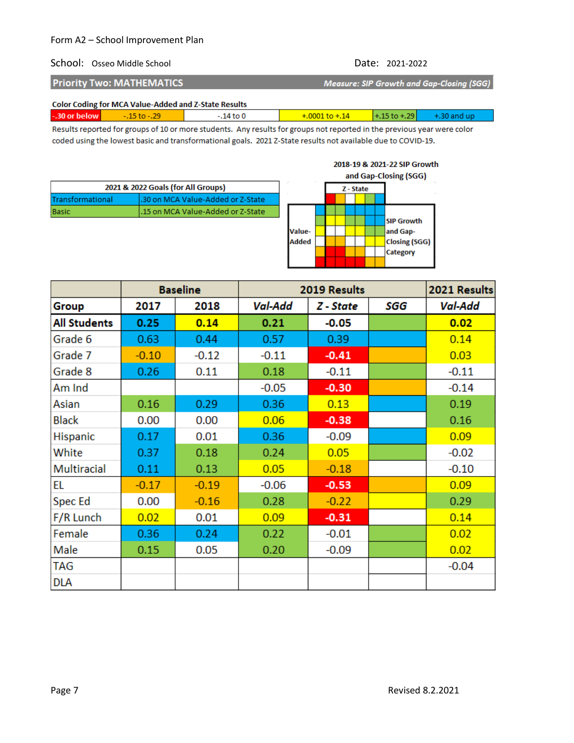Form A2 – School Improvement Plan

School: Osseo Middle School Date: 2021-2022

## Priority Two: MATHEMATICS

*Measure: SIP Growth and Gap-Closing (SGG)*

**Color Coding for MCA Value-Added and Z-State Results**

| -.30 or below | -.15 to -.29 | -.14 to 0 | +.0001 to +.14 | +.15 to +.29 | +.30 and up |
|---|---|---|---|---|---|

Results reported for groups of 10 or more students. Any results for groups not reported in the previous year were color coded using the lowest basic and transformational goals. 2021 Z-State results not available due to COVID-19.

| 2021 & 2022 Goals (for All Groups) | |
|---|---|
| Transformational | .30 on MCA Value-Added or Z-State |
| Basic | .15 on MCA Value-Added or Z-State |

**2018-19 & 2021-22 SIP Growth and Gap-Closing (SGG)**

Z - State; Value-Added; SIP Growth and Gap-Closing (SGG) Category

| | Baseline | | 2019 Results | | | 2021 Results |
|---|---|---|---|---|---|---|
| **Group** | **2017** | **2018** | ***Val-Add*** | ***Z - State*** | ***SGG*** | ***Val-Add*** |
| **All Students** | **0.25** | **0.14** | **0.21** | **-0.05** | | **0.02** |
| Grade 6 | 0.63 | 0.44 | 0.57 | 0.39 | | 0.14 |
| Grade 7 | -0.10 | -0.12 | -0.11 | -0.41 | | 0.03 |
| Grade 8 | 0.26 | 0.11 | 0.18 | -0.11 | | -0.11 |
| Am Ind | | | -0.05 | -0.30 | | -0.14 |
| Asian | 0.16 | 0.29 | 0.36 | 0.13 | | 0.19 |
| Black | 0.00 | 0.00 | 0.06 | -0.38 | | 0.16 |
| Hispanic | 0.17 | 0.01 | 0.36 | -0.09 | | 0.09 |
| White | 0.37 | 0.18 | 0.24 | 0.05 | | -0.02 |
| Multiracial | 0.11 | 0.13 | 0.05 | -0.18 | | -0.10 |
| EL | -0.17 | -0.19 | -0.06 | -0.53 | | 0.09 |
| Spec Ed | 0.00 | -0.16 | 0.28 | -0.22 | | 0.29 |
| F/R Lunch | 0.02 | 0.01 | 0.09 | -0.31 | | 0.14 |
| Female | 0.36 | 0.24 | 0.22 | -0.01 | | 0.02 |
| Male | 0.15 | 0.05 | 0.20 | -0.09 | | 0.02 |
| TAG | | | | | | -0.04 |
| DLA | | | | | | |

Revised 8.2.2021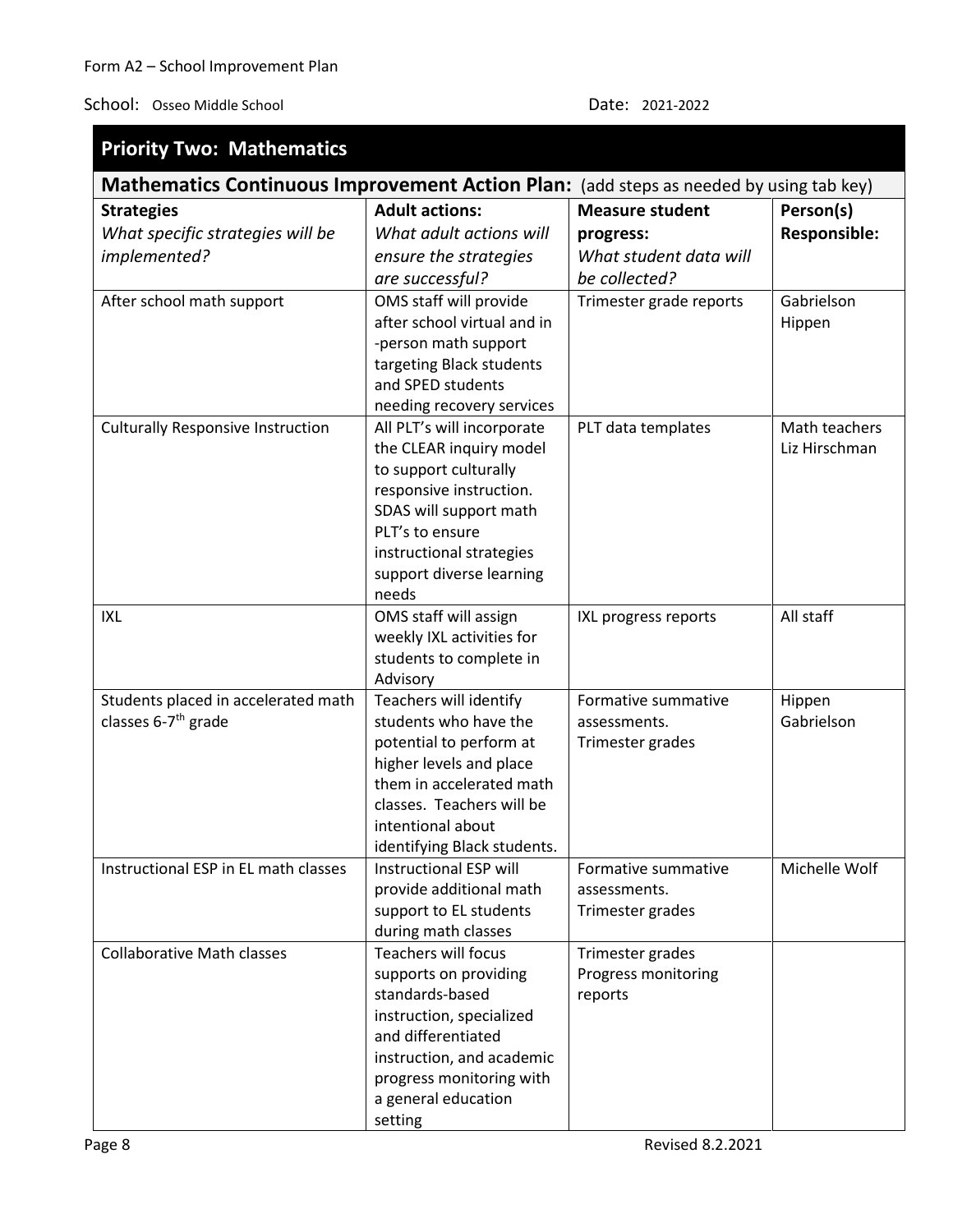Form A2 – School Improvement Plan

School: Osseo Middle School Date: 2021-2022

## Priority Two: Mathematics

### Mathematics Continuous Improvement Action Plan: (add steps as needed by using tab key)

| **Strategies** *What specific strategies will be implemented?* | **Adult actions:** *What adult actions will ensure the strategies are successful?* | **Measure student progress:** *What student data will be collected?* | **Person(s) Responsible:** |
|---|---|---|---|
| After school math support | OMS staff will provide after school virtual and in -person math support targeting Black students and SPED students needing recovery services | Trimester grade reports | Gabrielson Hippen |
| Culturally Responsive Instruction | All PLT's will incorporate the CLEAR inquiry model to support culturally responsive instruction. SDAS will support math PLT's to ensure instructional strategies support diverse learning needs | PLT data templates | Math teachers Liz Hirschman |
| IXL | OMS staff will assign weekly IXL activities for students to complete in Advisory | IXL progress reports | All staff |
| Students placed in accelerated math classes 6-7th grade | Teachers will identify students who have the potential to perform at higher levels and place them in accelerated math classes. Teachers will be intentional about identifying Black students. | Formative summative assessments. Trimester grades | Hippen Gabrielson |
| Instructional ESP in EL math classes | Instructional ESP will provide additional math support to EL students during math classes | Formative summative assessments. Trimester grades | Michelle Wolf |
| Collaborative Math classes | Teachers will focus supports on providing standards-based instruction, specialized and differentiated instruction, and academic progress monitoring with a general education setting | Trimester grades Progress monitoring reports | |

Revised 8.2.2021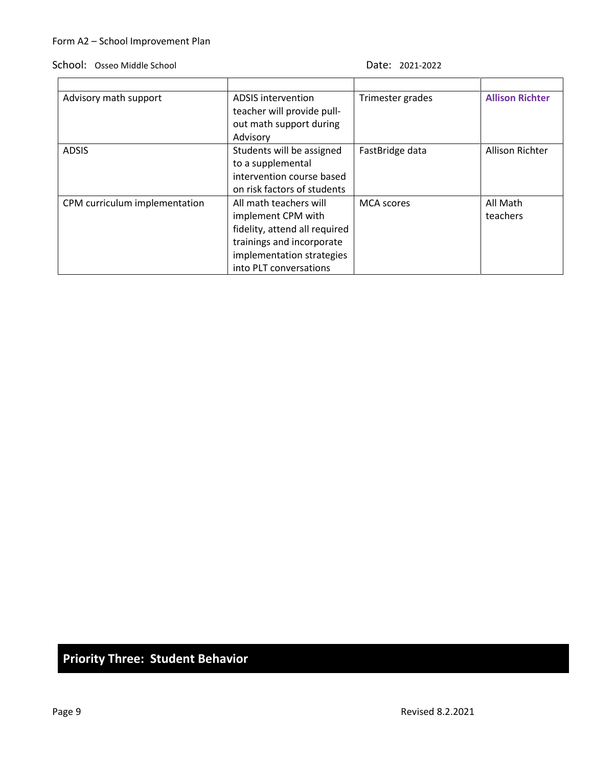| | | | |
|---|---|---|---|
| Advisory math support | ADSIS intervention teacher will provide pull-out math support during Advisory | Trimester grades | **Allison Richter** |
| ADSIS | Students will be assigned to a supplemental intervention course based on risk factors of students | FastBridge data | Allison Richter |
| CPM curriculum implementation | All math teachers will implement CPM with fidelity, attend all required trainings and incorporate implementation strategies into PLT conversations | MCA scores | All Math teachers |

## Priority Three: Student Behavior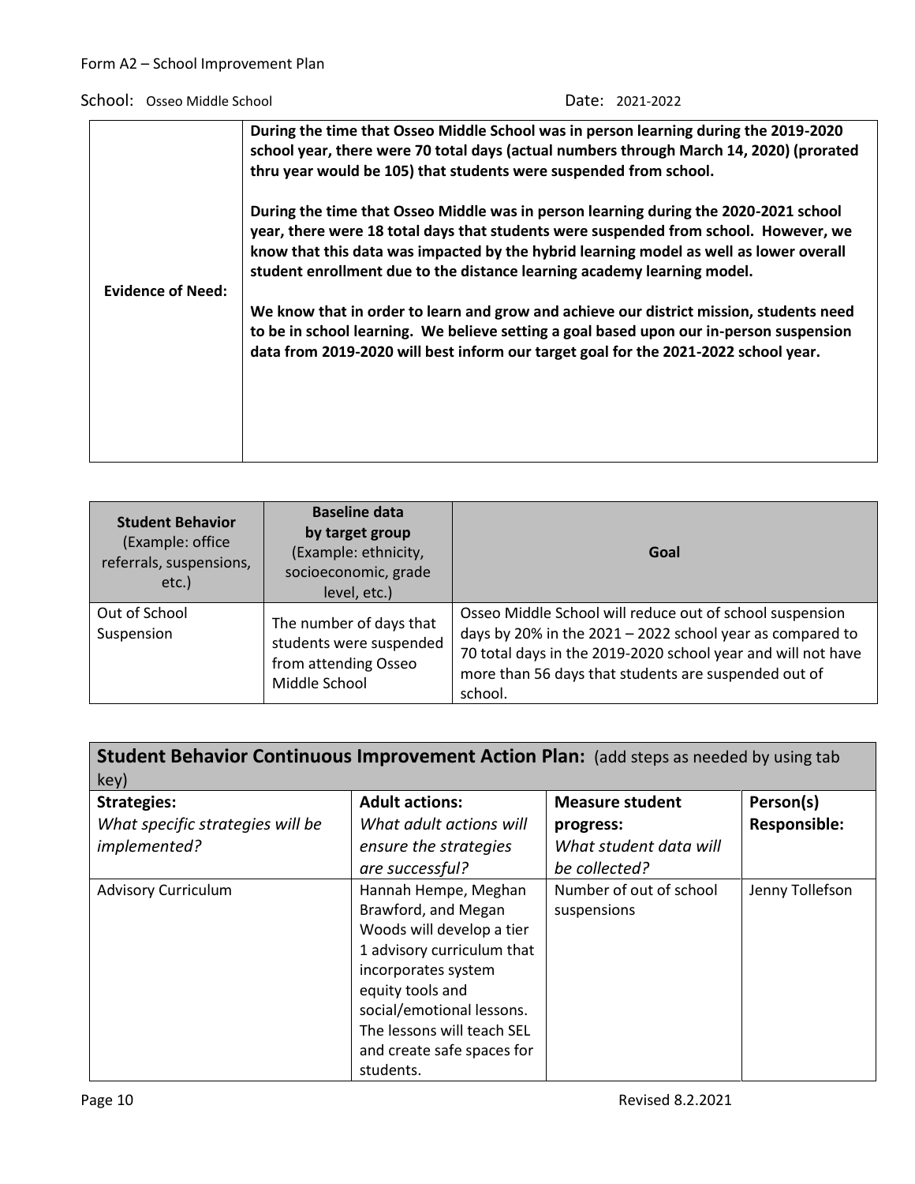Form A2 – School Improvement Plan

School: Osseo Middle School　　　　　　　　　　　　　　　　Date: 2021-2022

| | |
|---|---|
| **Evidence of Need:** | **During the time that Osseo Middle School was in person learning during the 2019-2020 school year, there were 70 total days (actual numbers through March 14, 2020) (prorated thru year would be 105) that students were suspended from school.**<br><br>**During the time that Osseo Middle was in person learning during the 2020-2021 school year, there were 18 total days that students were suspended from school. However, we know that this data was impacted by the hybrid learning model as well as lower overall student enrollment due to the distance learning academy learning model.**<br><br>**We know that in order to learn and grow and achieve our district mission, students need to be in school learning. We believe setting a goal based upon our in-person suspension data from 2019-2020 will best inform our target goal for the 2021-2022 school year.** |

| **Student Behavior** (Example: office referrals, suspensions, etc.) | **Baseline data by target group** (Example: ethnicity, socioeconomic, grade level, etc.) | **Goal** |
|---|---|---|
| Out of School Suspension | The number of days that students were suspended from attending Osseo Middle School | Osseo Middle School will reduce out of school suspension days by 20% in the 2021 – 2022 school year as compared to 70 total days in the 2019-2020 school year and will not have more than 56 days that students are suspended out of school. |

**Student Behavior Continuous Improvement Action Plan:** (add steps as needed by using tab key)

| **Strategies:** *What specific strategies will be implemented?* | **Adult actions:** *What adult actions will ensure the strategies are successful?* | **Measure student progress:** *What student data will be collected?* | **Person(s) Responsible:** |
|---|---|---|---|
| Advisory Curriculum | Hannah Hempe, Meghan Brawford, and Megan Woods will develop a tier 1 advisory curriculum that incorporates system equity tools and social/emotional lessons. The lessons will teach SEL and create safe spaces for students. | Number of out of school suspensions | Jenny Tollefson |

Revised 8.2.2021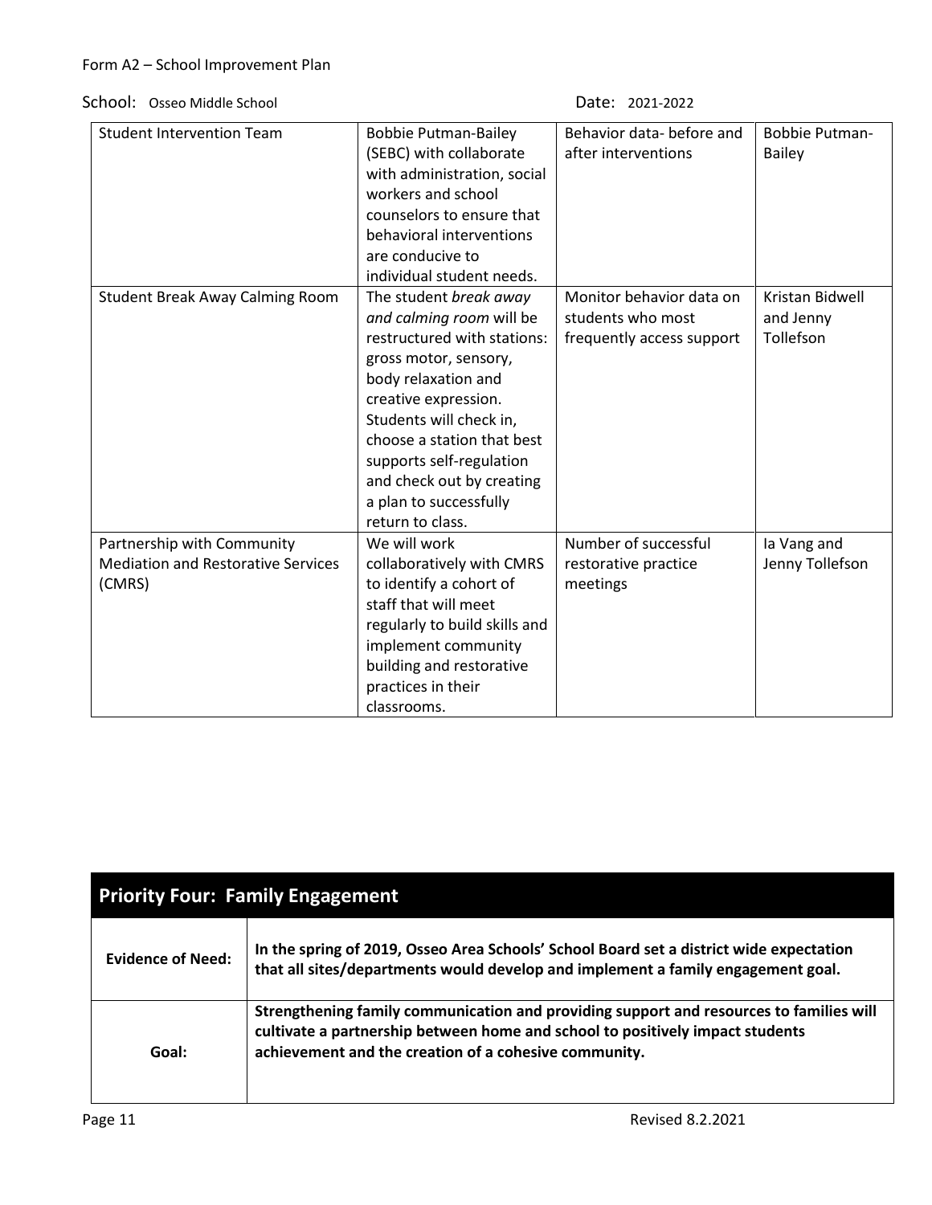School: Osseo Middle School    Date: 2021-2022

| | | | |
|---|---|---|---|
| Student Intervention Team | Bobbie Putman-Bailey (SEBC) with collaborate with administration, social workers and school counselors to ensure that behavioral interventions are conducive to individual student needs. | Behavior data- before and after interventions | Bobbie Putman-Bailey |
| Student Break Away Calming Room | The student *break away and calming room* will be restructured with stations: gross motor, sensory, body relaxation and creative expression. Students will check in, choose a station that best supports self-regulation and check out by creating a plan to successfully return to class. | Monitor behavior data on students who most frequently access support | Kristan Bidwell and Jenny Tollefson |
| Partnership with Community Mediation and Restorative Services (CMRS) | We will work collaboratively with CMRS to identify a cohort of staff that will meet regularly to build skills and implement community building and restorative practices in their classrooms. | Number of successful restorative practice meetings | Ia Vang and Jenny Tollefson |

## Priority Four: Family Engagement

| | |
|---|---|
| **Evidence of Need:** | **In the spring of 2019, Osseo Area Schools' School Board set a district wide expectation that all sites/departments would develop and implement a family engagement goal.** |
| **Goal:** | **Strengthening family communication and providing support and resources to families will cultivate a partnership between home and school to positively impact students achievement and the creation of a cohesive community.** |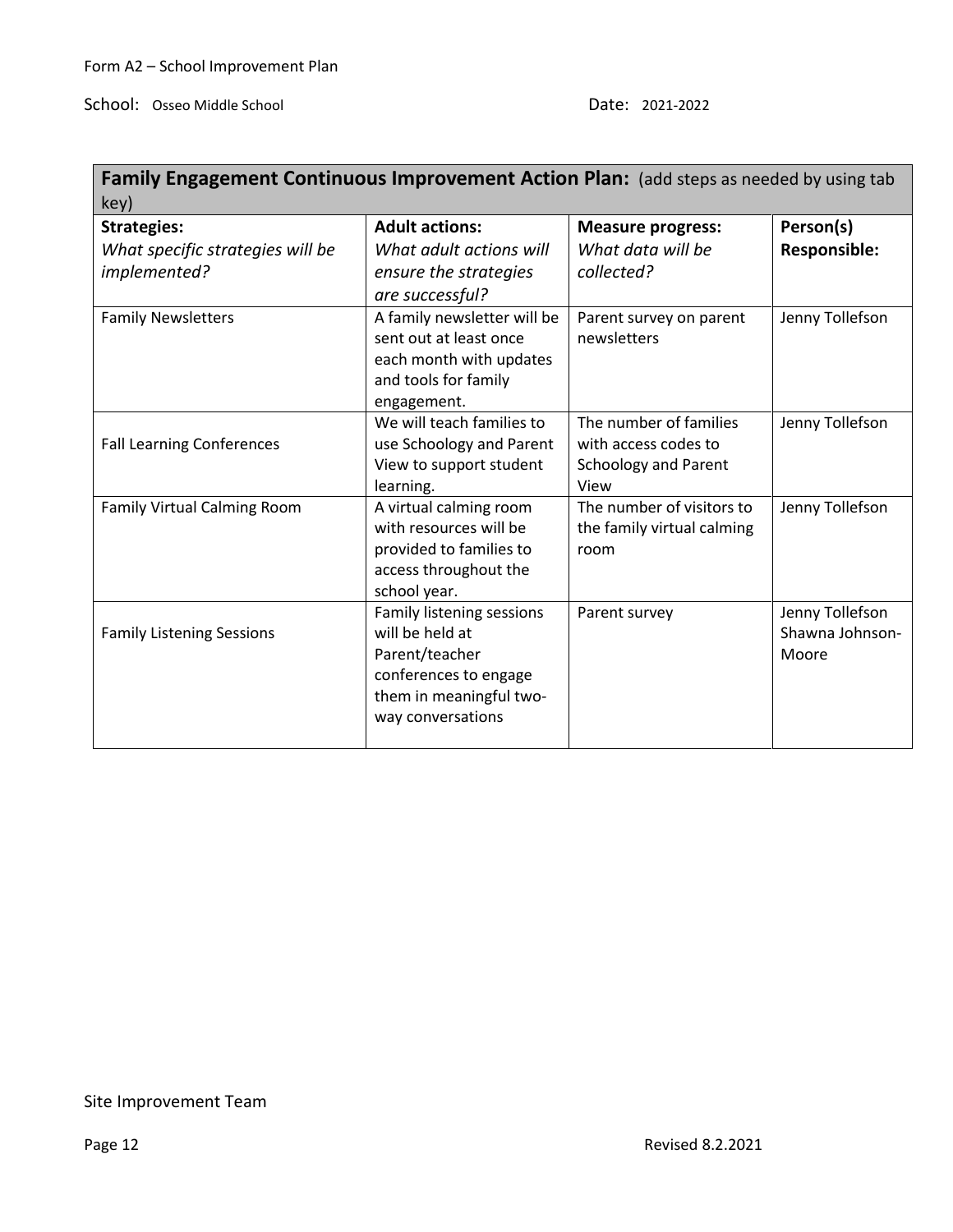Form A2 – School Improvement Plan

School: Osseo Middle School Date: 2021-2022

| **Family Engagement Continuous Improvement Action Plan:** (add steps as needed by using tab key) | | | |
|---|---|---|---|
| **Strategies:** *What specific strategies will be implemented?* | **Adult actions:** *What adult actions will ensure the strategies are successful?* | **Measure progress:** *What data will be collected?* | **Person(s) Responsible:** |
| Family Newsletters | A family newsletter will be sent out at least once each month with updates and tools for family engagement. | Parent survey on parent newsletters | Jenny Tollefson |
| Fall Learning Conferences | We will teach families to use Schoology and Parent View to support student learning. | The number of families with access codes to Schoology and Parent View | Jenny Tollefson |
| Family Virtual Calming Room | A virtual calming room with resources will be provided to families to access throughout the school year. | The number of visitors to the family virtual calming room | Jenny Tollefson |
| Family Listening Sessions | Family listening sessions will be held at Parent/teacher conferences to engage them in meaningful two-way conversations | Parent survey | Jenny Tollefson<br>Shawna Johnson-Moore |

Site Improvement Team

Revised 8.2.2021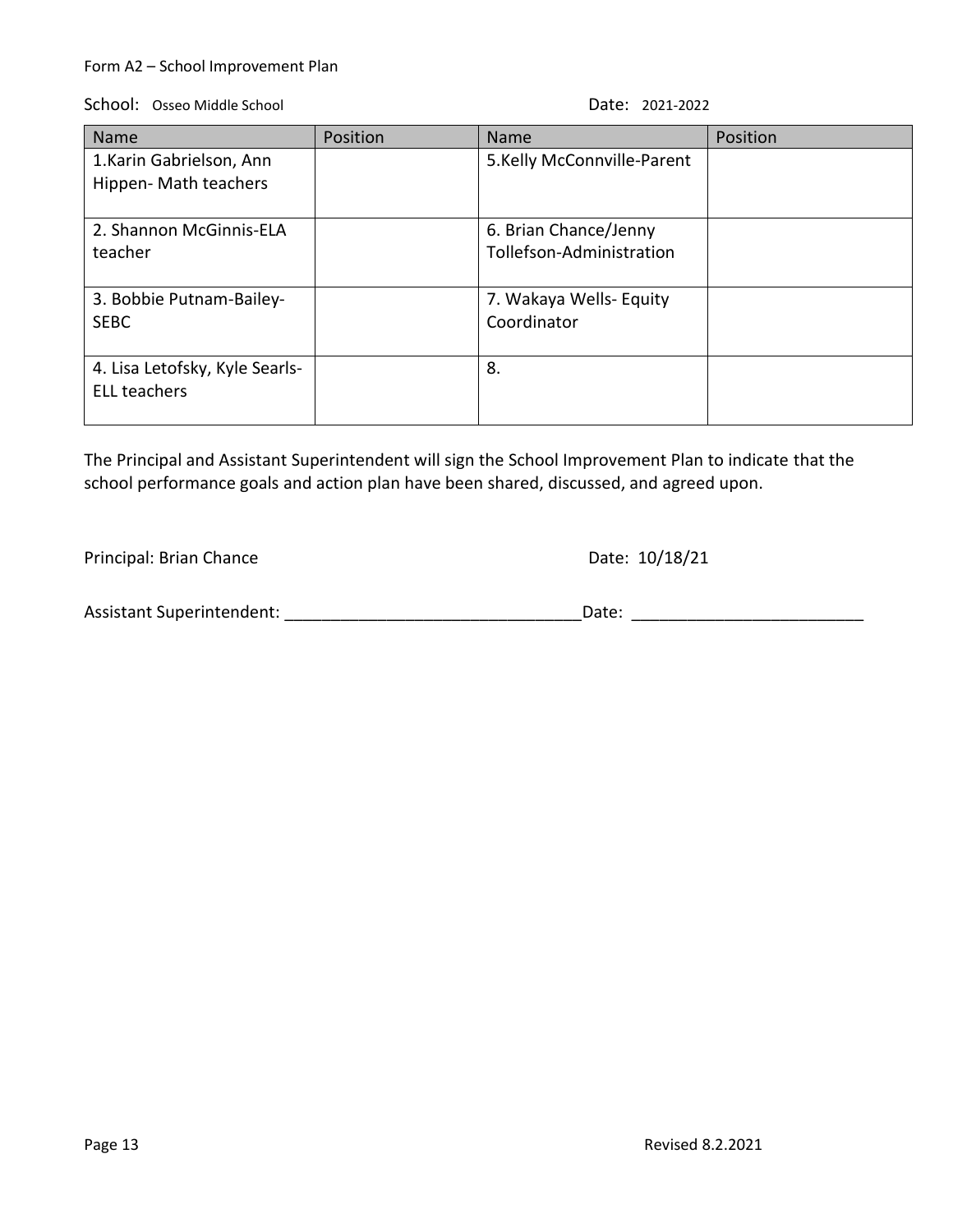Form A2 – School Improvement Plan

School: Osseo Middle School　　　　　　　　　　Date: 2021-2022

| Name | Position | Name | Position |
|---|---|---|---|
| 1.Karin Gabrielson, Ann Hippen- Math teachers | | 5.Kelly McConnville-Parent | |
| 2. Shannon McGinnis-ELA teacher | | 6. Brian Chance/Jenny Tollefson-Administration | |
| 3. Bobbie Putnam-Bailey-SEBC | | 7. Wakaya Wells- Equity Coordinator | |
| 4. Lisa Letofsky, Kyle Searls-ELL teachers | | 8. | |

The Principal and Assistant Superintendent will sign the School Improvement Plan to indicate that the school performance goals and action plan have been shared, discussed, and agreed upon.

Principal: Brian Chance　　　　　　　　　　Date: 10/18/21

Assistant Superintendent: _______________________________Date: ________________________

Revised 8.2.2021